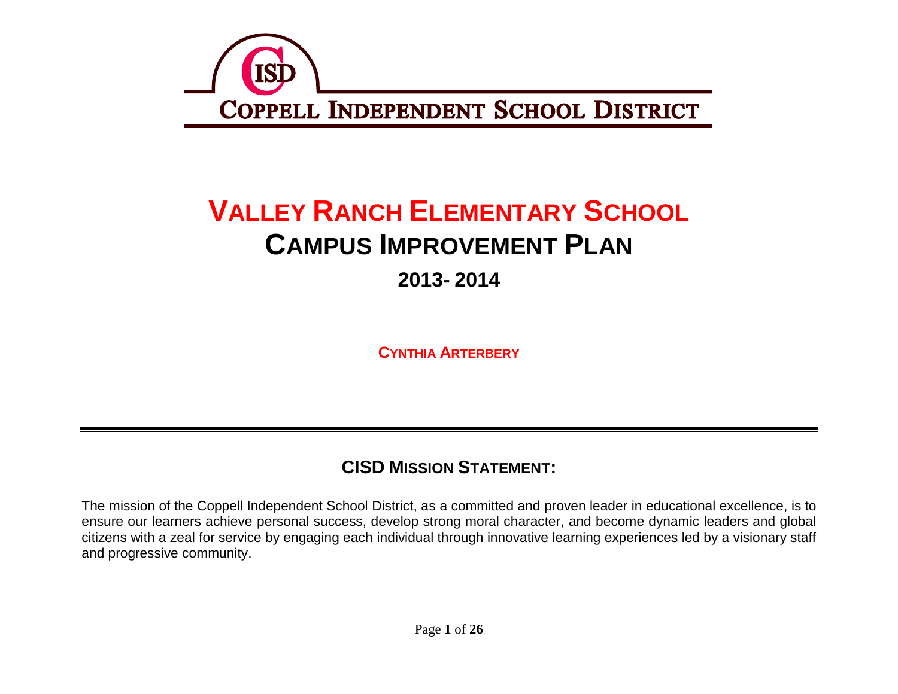COPPELL INDEPENDENT SCHOOL DISTRICT

# VALLEY RANCH ELEMENTARY SCHOOL
# CAMPUS IMPROVEMENT PLAN
## 2013- 2014

**CYNTHIA ARTERBERY**

---

## CISD MISSION STATEMENT:

The mission of the Coppell Independent School District, as a committed and proven leader in educational excellence, is to ensure our learners achieve personal success, develop strong moral character, and become dynamic leaders and global citizens with a zeal for service by engaging each individual through innovative learning experiences led by a visionary staff and progressive community.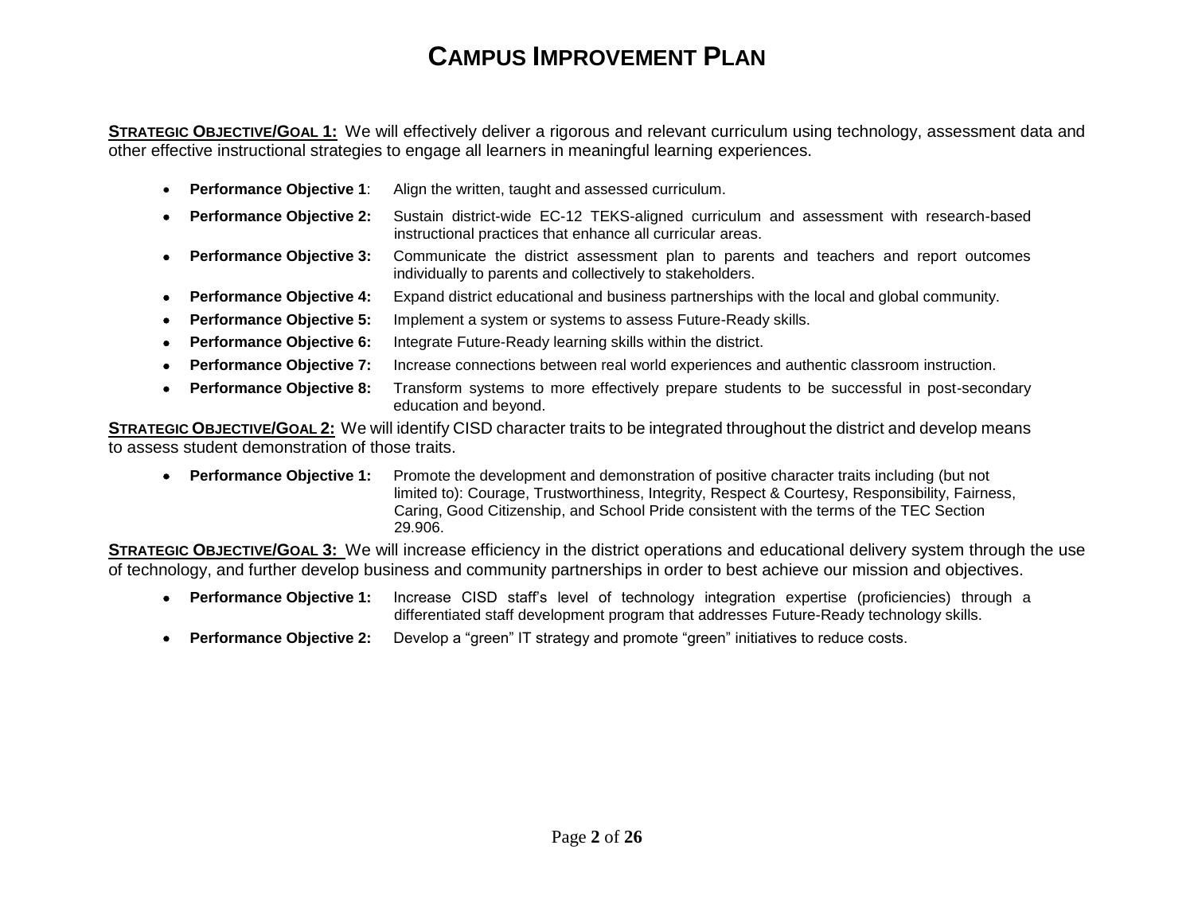# CAMPUS IMPROVEMENT PLAN

**STRATEGIC OBJECTIVE/GOAL 1:** We will effectively deliver a rigorous and relevant curriculum using technology, assessment data and other effective instructional strategies to engage all learners in meaningful learning experiences.

- **Performance Objective 1**: Align the written, taught and assessed curriculum.
- **Performance Objective 2:** Sustain district-wide EC-12 TEKS-aligned curriculum and assessment with research-based instructional practices that enhance all curricular areas.
- **Performance Objective 3:** Communicate the district assessment plan to parents and teachers and report outcomes individually to parents and collectively to stakeholders.
- **Performance Objective 4:** Expand district educational and business partnerships with the local and global community.
- **Performance Objective 5:** Implement a system or systems to assess Future-Ready skills.
- **Performance Objective 6:** Integrate Future-Ready learning skills within the district.
- **Performance Objective 7:** Increase connections between real world experiences and authentic classroom instruction.
- **Performance Objective 8:** Transform systems to more effectively prepare students to be successful in post-secondary education and beyond.

**STRATEGIC OBJECTIVE/GOAL 2:** We will identify CISD character traits to be integrated throughout the district and develop means to assess student demonstration of those traits.

- **Performance Objective 1:** Promote the development and demonstration of positive character traits including (but not limited to): Courage, Trustworthiness, Integrity, Respect & Courtesy, Responsibility, Fairness, Caring, Good Citizenship, and School Pride consistent with the terms of the TEC Section 29.906.

**STRATEGIC OBJECTIVE/GOAL 3:** We will increase efficiency in the district operations and educational delivery system through the use of technology, and further develop business and community partnerships in order to best achieve our mission and objectives.

- **Performance Objective 1:** Increase CISD staff's level of technology integration expertise (proficiencies) through a differentiated staff development program that addresses Future-Ready technology skills.
- **Performance Objective 2:** Develop a "green" IT strategy and promote "green" initiatives to reduce costs.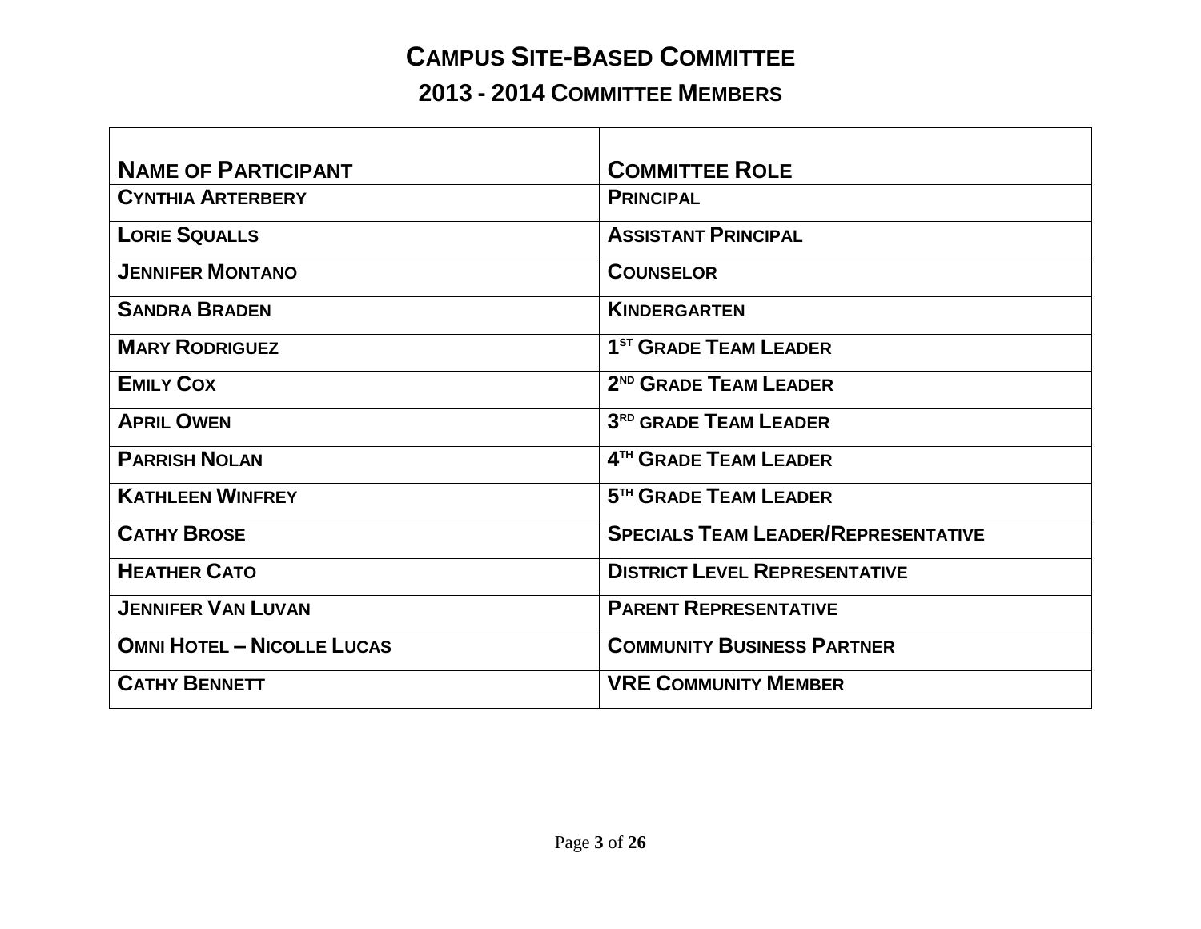# CAMPUS SITE-BASED COMMITTEE

## 2013 - 2014 COMMITTEE MEMBERS

| NAME OF PARTICIPANT | COMMITTEE ROLE |
|---|---|
| CYNTHIA ARTERBERY | PRINCIPAL |
| LORIE SQUALLS | ASSISTANT PRINCIPAL |
| JENNIFER MONTANO | COUNSELOR |
| SANDRA BRADEN | KINDERGARTEN |
| MARY RODRIGUEZ | 1ST GRADE TEAM LEADER |
| EMILY COX | 2ND GRADE TEAM LEADER |
| APRIL OWEN | 3RD GRADE TEAM LEADER |
| PARRISH NOLAN | 4TH GRADE TEAM LEADER |
| KATHLEEN WINFREY | 5TH GRADE TEAM LEADER |
| CATHY BROSE | SPECIALS TEAM LEADER/REPRESENTATIVE |
| HEATHER CATO | DISTRICT LEVEL REPRESENTATIVE |
| JENNIFER VAN LUVAN | PARENT REPRESENTATIVE |
| OMNI HOTEL – NICOLLE LUCAS | COMMUNITY BUSINESS PARTNER |
| CATHY BENNETT | VRE COMMUNITY MEMBER |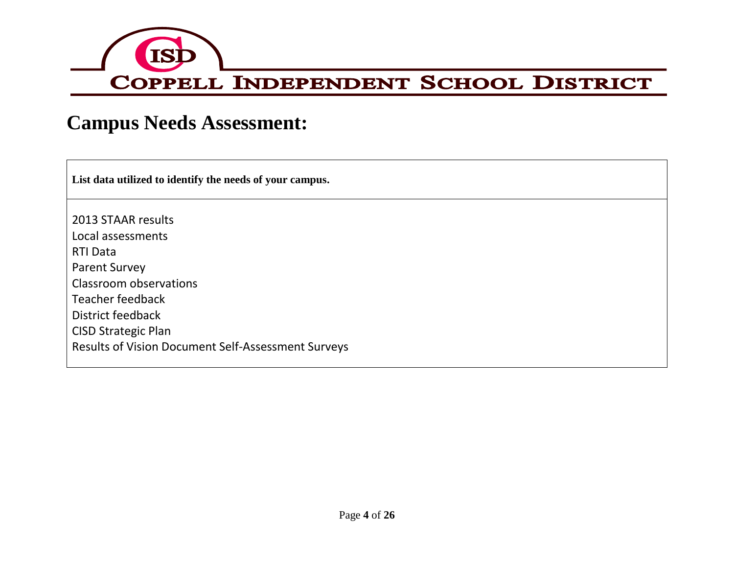# Campus Needs Assessment:

| List data utilized to identify the needs of your campus. |
| --- |
| 2013 STAAR results<br>Local assessments<br>RTI Data<br>Parent Survey<br>Classroom observations<br>Teacher feedback<br>District feedback<br>CISD Strategic Plan<br>Results of Vision Document Self-Assessment Surveys |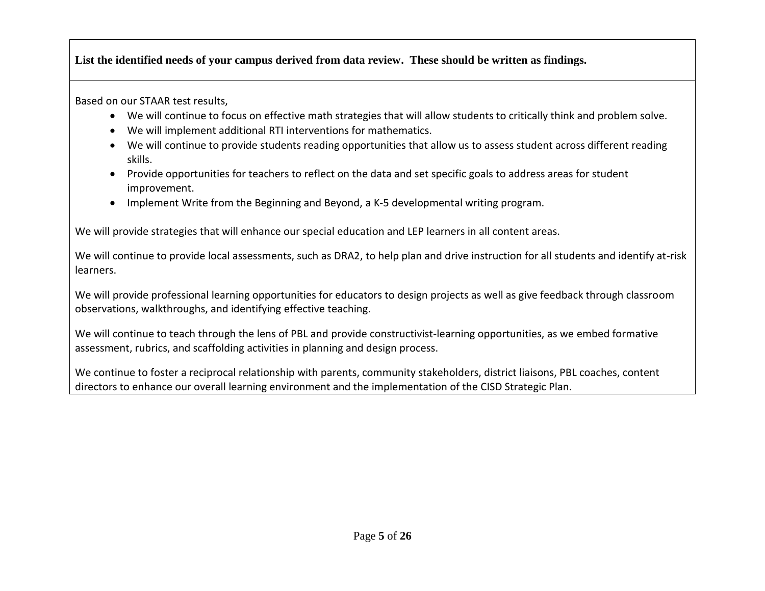**List the identified needs of your campus derived from data review. These should be written as findings.**

Based on our STAAR test results,

- We will continue to focus on effective math strategies that will allow students to critically think and problem solve.
- We will implement additional RTI interventions for mathematics.
- We will continue to provide students reading opportunities that allow us to assess student across different reading skills.
- Provide opportunities for teachers to reflect on the data and set specific goals to address areas for student improvement.
- Implement Write from the Beginning and Beyond, a K-5 developmental writing program.

We will provide strategies that will enhance our special education and LEP learners in all content areas.

We will continue to provide local assessments, such as DRA2, to help plan and drive instruction for all students and identify at-risk learners.

We will provide professional learning opportunities for educators to design projects as well as give feedback through classroom observations, walkthroughs, and identifying effective teaching.

We will continue to teach through the lens of PBL and provide constructivist-learning opportunities, as we embed formative assessment, rubrics, and scaffolding activities in planning and design process.

We continue to foster a reciprocal relationship with parents, community stakeholders, district liaisons, PBL coaches, content directors to enhance our overall learning environment and the implementation of the CISD Strategic Plan.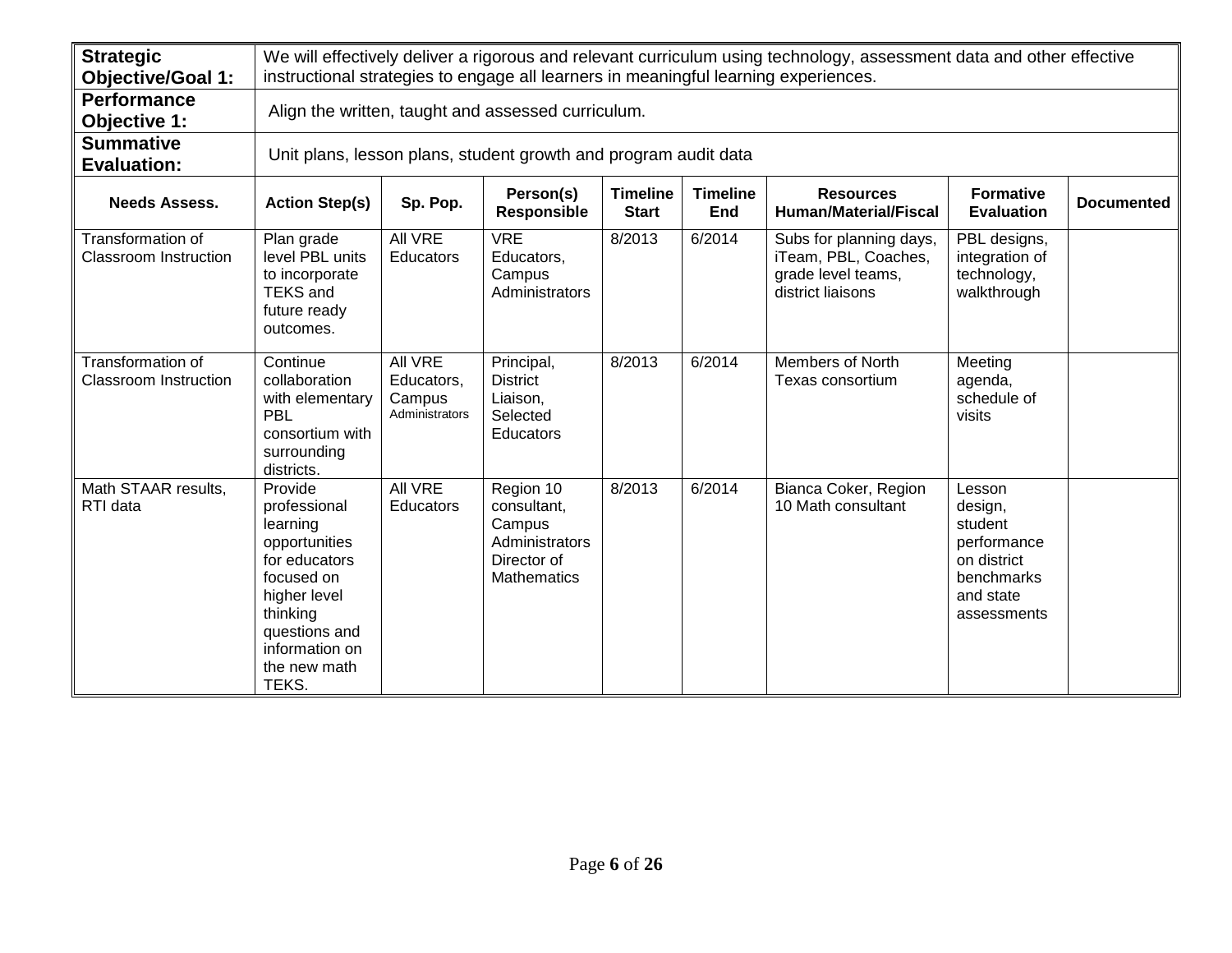| **Strategic Objective/Goal 1:** | We will effectively deliver a rigorous and relevant curriculum using technology, assessment data and other effective instructional strategies to engage all learners in meaningful learning experiences. | | | | | | | |
|---|---|---|---|---|---|---|---|---|
| **Performance Objective 1:** | Align the written, taught and assessed curriculum. | | | | | | | |
| **Summative Evaluation:** | Unit plans, lesson plans, student growth and program audit data | | | | | | | |
| **Needs Assess.** | **Action Step(s)** | **Sp. Pop.** | **Person(s) Responsible** | **Timeline Start** | **Timeline End** | **Resources Human/Material/Fiscal** | **Formative Evaluation** | **Documented** |
| Transformation of Classroom Instruction | Plan grade level PBL units to incorporate TEKS and future ready outcomes. | All VRE Educators | VRE Educators, Campus Administrators | 8/2013 | 6/2014 | Subs for planning days, iTeam, PBL, Coaches, grade level teams, district liaisons | PBL designs, integration of technology, walkthrough | |
| Transformation of Classroom Instruction | Continue collaboration with elementary PBL consortium with surrounding districts. | All VRE Educators, Campus Administrators | Principal, District Liaison, Selected Educators | 8/2013 | 6/2014 | Members of North Texas consortium | Meeting agenda, schedule of visits | |
| Math STAAR results, RTI data | Provide professional learning opportunities for educators focused on higher level thinking questions and information on the new math TEKS. | All VRE Educators | Region 10 consultant, Campus Administrators Director of Mathematics | 8/2013 | 6/2014 | Bianca Coker, Region 10 Math consultant | Lesson design, student performance on district benchmarks and state assessments | |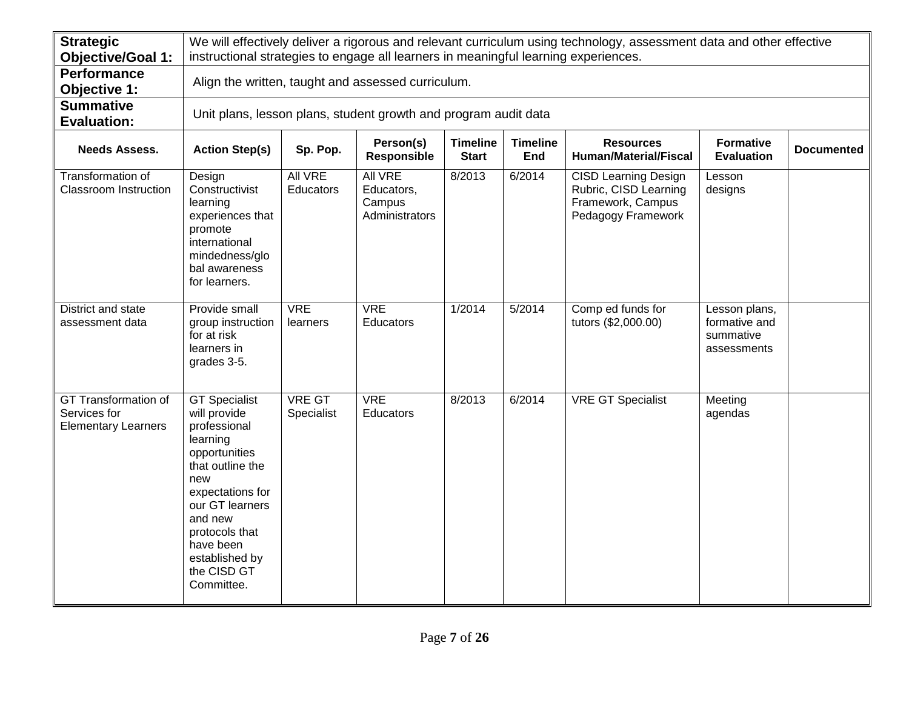| **Strategic Objective/Goal 1:** | We will effectively deliver a rigorous and relevant curriculum using technology, assessment data and other effective instructional strategies to engage all learners in meaningful learning experiences. | | | | | | | |
|---|---|---|---|---|---|---|---|---|
| **Performance Objective 1:** | Align the written, taught and assessed curriculum. | | | | | | | |
| **Summative Evaluation:** | Unit plans, lesson plans, student growth and program audit data | | | | | | | |
| **Needs Assess.** | **Action Step(s)** | **Sp. Pop.** | **Person(s) Responsible** | **Timeline Start** | **Timeline End** | **Resources Human/Material/Fiscal** | **Formative Evaluation** | **Documented** |
| Transformation of Classroom Instruction | Design Constructivist learning experiences that promote international mindedness/global awareness for learners. | All VRE Educators | All VRE Educators, Campus Administrators | 8/2013 | 6/2014 | CISD Learning Design Rubric, CISD Learning Framework, Campus Pedagogy Framework | Lesson designs | |
| District and state assessment data | Provide small group instruction for at risk learners in grades 3-5. | VRE learners | VRE Educators | 1/2014 | 5/2014 | Comp ed funds for tutors ($2,000.00) | Lesson plans, formative and summative assessments | |
| GT Transformation of Services for Elementary Learners | GT Specialist will provide professional learning opportunities that outline the new expectations for our GT learners and new protocols that have been established by the CISD GT Committee. | VRE GT Specialist | VRE Educators | 8/2013 | 6/2014 | VRE GT Specialist | Meeting agendas | |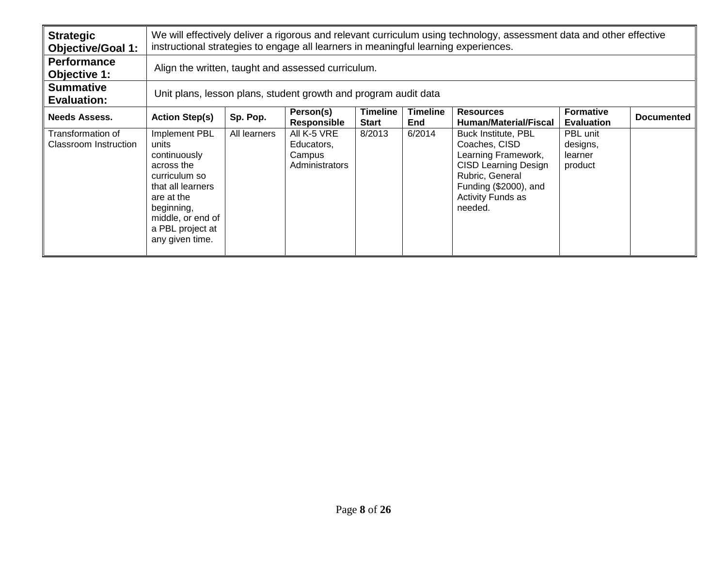| **Strategic Objective/Goal 1:** | We will effectively deliver a rigorous and relevant curriculum using technology, assessment data and other effective instructional strategies to engage all learners in meaningful learning experiences. | | | | | | | |
|---|---|---|---|---|---|---|---|---|
| **Performance Objective 1:** | Align the written, taught and assessed curriculum. | | | | | | | |
| **Summative Evaluation:** | Unit plans, lesson plans, student growth and program audit data | | | | | | | |
| **Needs Assess.** | **Action Step(s)** | **Sp. Pop.** | **Person(s) Responsible** | **Timeline Start** | **Timeline End** | **Resources Human/Material/Fiscal** | **Formative Evaluation** | **Documented** |
| Transformation of Classroom Instruction | Implement PBL units continuously across the curriculum so that all learners are at the beginning, middle, or end of a PBL project at any given time. | All learners | All K-5 VRE Educators, Campus Administrators | 8/2013 | 6/2014 | Buck Institute, PBL Coaches, CISD Learning Framework, CISD Learning Design Rubric, General Funding ($2000), and Activity Funds as needed. | PBL unit designs, learner product | |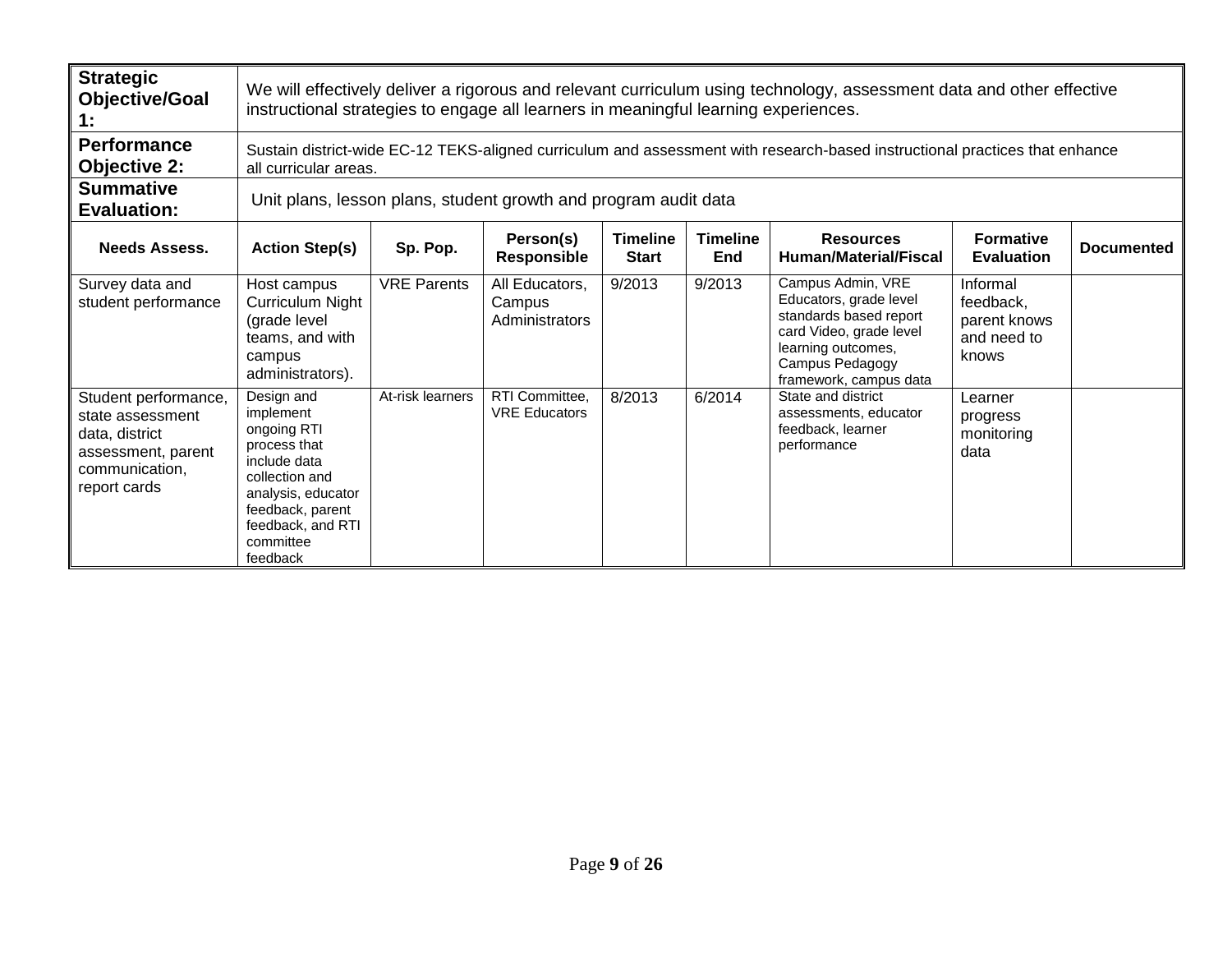| **Strategic Objective/Goal 1:** | We will effectively deliver a rigorous and relevant curriculum using technology, assessment data and other effective instructional strategies to engage all learners in meaningful learning experiences. | | | | | | | |
|---|---|---|---|---|---|---|---|---|
| **Performance Objective 2:** | Sustain district-wide EC-12 TEKS-aligned curriculum and assessment with research-based instructional practices that enhance all curricular areas. | | | | | | | |
| **Summative Evaluation:** | Unit plans, lesson plans, student growth and program audit data | | | | | | | |
| **Needs Assess.** | **Action Step(s)** | **Sp. Pop.** | **Person(s) Responsible** | **Timeline Start** | **Timeline End** | **Resources Human/Material/Fiscal** | **Formative Evaluation** | **Documented** |
| Survey data and student performance | Host campus Curriculum Night (grade level teams, and with campus administrators). | VRE Parents | All Educators, Campus Administrators | 9/2013 | 9/2013 | Campus Admin, VRE Educators, grade level standards based report card Video, grade level learning outcomes, Campus Pedagogy framework, campus data | Informal feedback, parent knows and need to knows | |
| Student performance, state assessment data, district assessment, parent communication, report cards | Design and implement ongoing RTI process that include data collection and analysis, educator feedback, parent feedback, and RTI committee feedback | At-risk learners | RTI Committee, VRE Educators | 8/2013 | 6/2014 | State and district assessments, educator feedback, learner performance | Learner progress monitoring data | |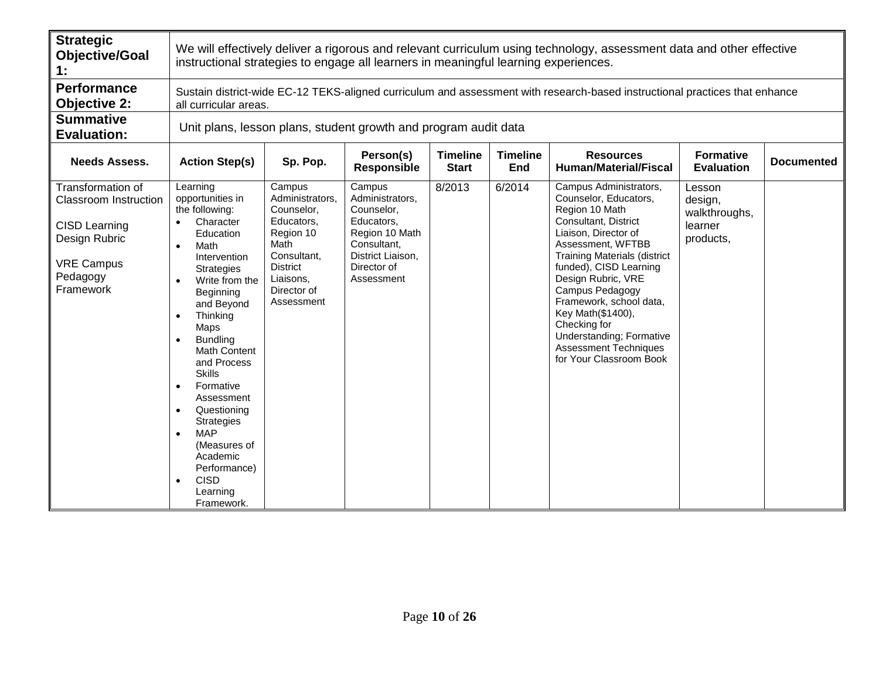| **Strategic Objective/Goal 1:** | We will effectively deliver a rigorous and relevant curriculum using technology, assessment data and other effective instructional strategies to engage all learners in meaningful learning experiences. | | | | | | | |
|---|---|---|---|---|---|---|---|---|
| **Performance Objective 2:** | Sustain district-wide EC-12 TEKS-aligned curriculum and assessment with research-based instructional practices that enhance all curricular areas. | | | | | | | |
| **Summative Evaluation:** | Unit plans, lesson plans, student growth and program audit data | | | | | | | |
| **Needs Assess.** | **Action Step(s)** | **Sp. Pop.** | **Person(s) Responsible** | **Timeline Start** | **Timeline End** | **Resources Human/Material/Fiscal** | **Formative Evaluation** | **Documented** |
| Transformation of Classroom Instruction<br><br>CISD Learning Design Rubric<br><br>VRE Campus Pedagogy Framework | Learning opportunities in the following:<br>• Character Education<br>• Math Intervention Strategies<br>• Write from the Beginning and Beyond<br>• Thinking Maps<br>• Bundling Math Content and Process Skills<br>• Formative Assessment<br>• Questioning Strategies<br>• MAP (Measures of Academic Performance)<br>• CISD Learning Framework. | Campus Administrators, Counselor, Educators, Region 10 Math Consultant, District Liaisons, Director of Assessment | Campus Administrators, Counselor, Educators, Region 10 Math Consultant, District Liaison, Director of Assessment | 8/2013 | 6/2014 | Campus Administrators, Counselor, Educators, Region 10 Math Consultant, District Liaison, Director of Assessment, WFTBB Training Materials (district funded), CISD Learning Design Rubric, VRE Campus Pedagogy Framework, school data, Key Math($1400), Checking for Understanding; Formative Assessment Techniques for Your Classroom Book | Lesson design, walkthroughs, learner products, | |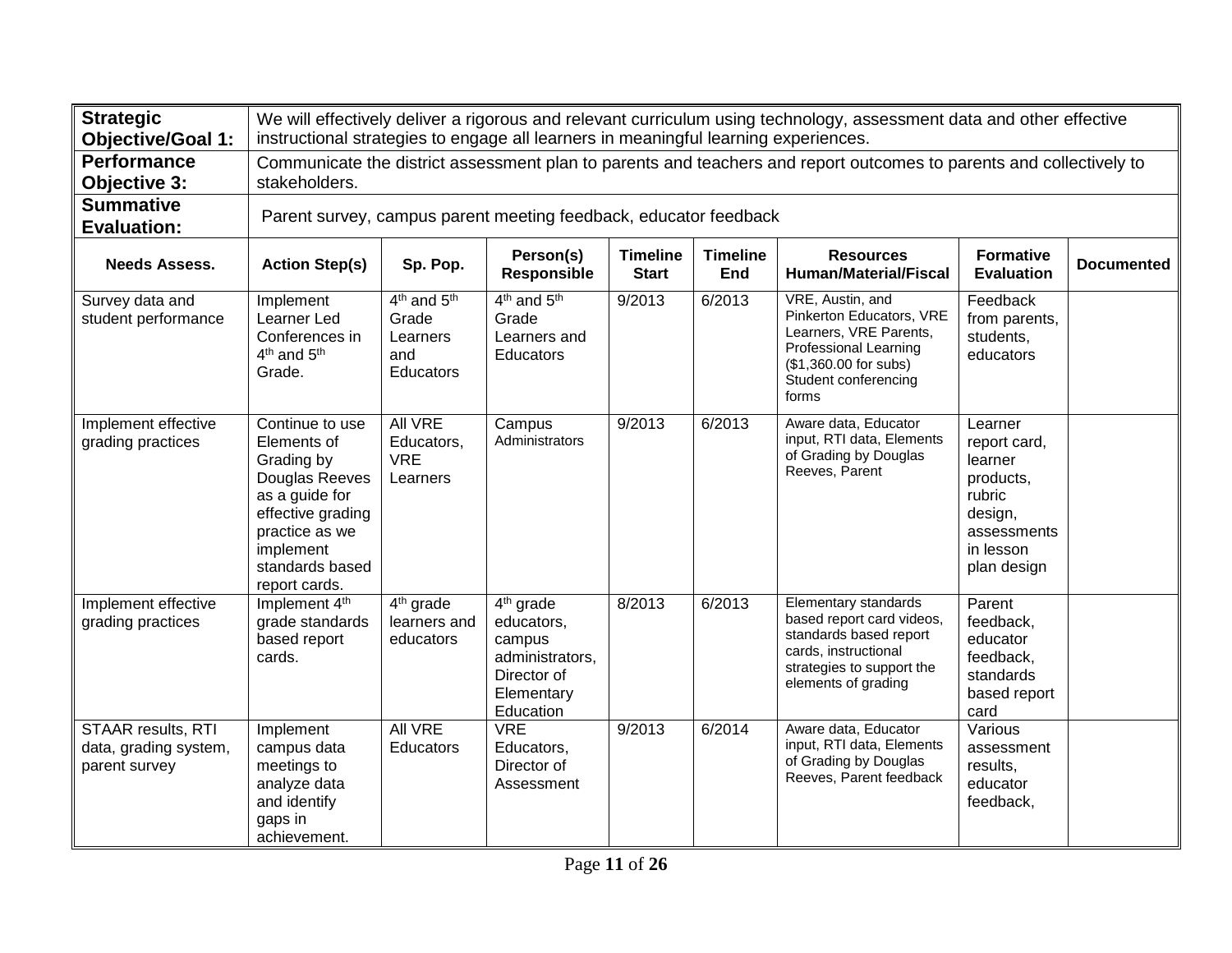| **Strategic Objective/Goal 1:** | We will effectively deliver a rigorous and relevant curriculum using technology, assessment data and other effective instructional strategies to engage all learners in meaningful learning experiences. | | | | | | | |
|---|---|---|---|---|---|---|---|---|
| **Performance Objective 3:** | Communicate the district assessment plan to parents and teachers and report outcomes to parents and collectively to stakeholders. | | | | | | | |
| **Summative Evaluation:** | Parent survey, campus parent meeting feedback, educator feedback | | | | | | | |
| **Needs Assess.** | **Action Step(s)** | **Sp. Pop.** | **Person(s) Responsible** | **Timeline Start** | **Timeline End** | **Resources Human/Material/Fiscal** | **Formative Evaluation** | **Documented** |
| Survey data and student performance | Implement Learner Led Conferences in 4th and 5th Grade. | 4th and 5th Grade Learners and Educators | 4th and 5th Grade Learners and Educators | 9/2013 | 6/2013 | VRE, Austin, and Pinkerton Educators, VRE Learners, VRE Parents, Professional Learning ($1,360.00 for subs) Student conferencing forms | Feedback from parents, students, educators | |
| Implement effective grading practices | Continue to use Elements of Grading by Douglas Reeves as a guide for effective grading practice as we implement standards based report cards. | All VRE Educators, VRE Learners | Campus Administrators | 9/2013 | 6/2013 | Aware data, Educator input, RTI data, Elements of Grading by Douglas Reeves, Parent | Learner report card, learner products, rubric design, assessments in lesson plan design | |
| Implement effective grading practices | Implement 4th grade standards based report cards. | 4th grade learners and educators | 4th grade educators, campus administrators, Director of Elementary Education | 8/2013 | 6/2013 | Elementary standards based report card videos, standards based report cards, instructional strategies to support the elements of grading | Parent feedback, educator feedback, standards based report card | |
| STAAR results, RTI data, grading system, parent survey | Implement campus data meetings to analyze data and identify gaps in achievement. | All VRE Educators | VRE Educators, Director of Assessment | 9/2013 | 6/2014 | Aware data, Educator input, RTI data, Elements of Grading by Douglas Reeves, Parent feedback | Various assessment results, educator feedback, | |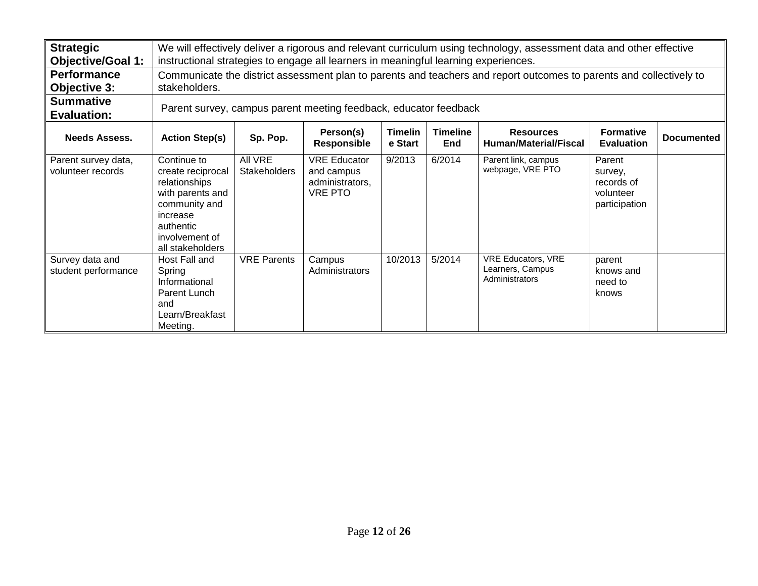| **Strategic Objective/Goal 1:** | We will effectively deliver a rigorous and relevant curriculum using technology, assessment data and other effective instructional strategies to engage all learners in meaningful learning experiences. | | | | | | | |
|---|---|---|---|---|---|---|---|---|
| **Performance Objective 3:** | Communicate the district assessment plan to parents and teachers and report outcomes to parents and collectively to stakeholders. | | | | | | | |
| **Summative Evaluation:** | Parent survey, campus parent meeting feedback, educator feedback | | | | | | | |
| **Needs Assess.** | **Action Step(s)** | **Sp. Pop.** | **Person(s) Responsible** | **Timeline Start** | **Timeline End** | **Resources Human/Material/Fiscal** | **Formative Evaluation** | **Documented** |
| Parent survey data, volunteer records | Continue to create reciprocal relationships with parents and community and increase authentic involvement of all stakeholders | All VRE Stakeholders | VRE Educator and campus administrators, VRE PTO | 9/2013 | 6/2014 | Parent link, campus webpage, VRE PTO | Parent survey, records of volunteer participation | |
| Survey data and student performance | Host Fall and Spring Informational Parent Lunch and Learn/Breakfast Meeting. | VRE Parents | Campus Administrators | 10/2013 | 5/2014 | VRE Educators, VRE Learners, Campus Administrators | parent knows and need to knows | |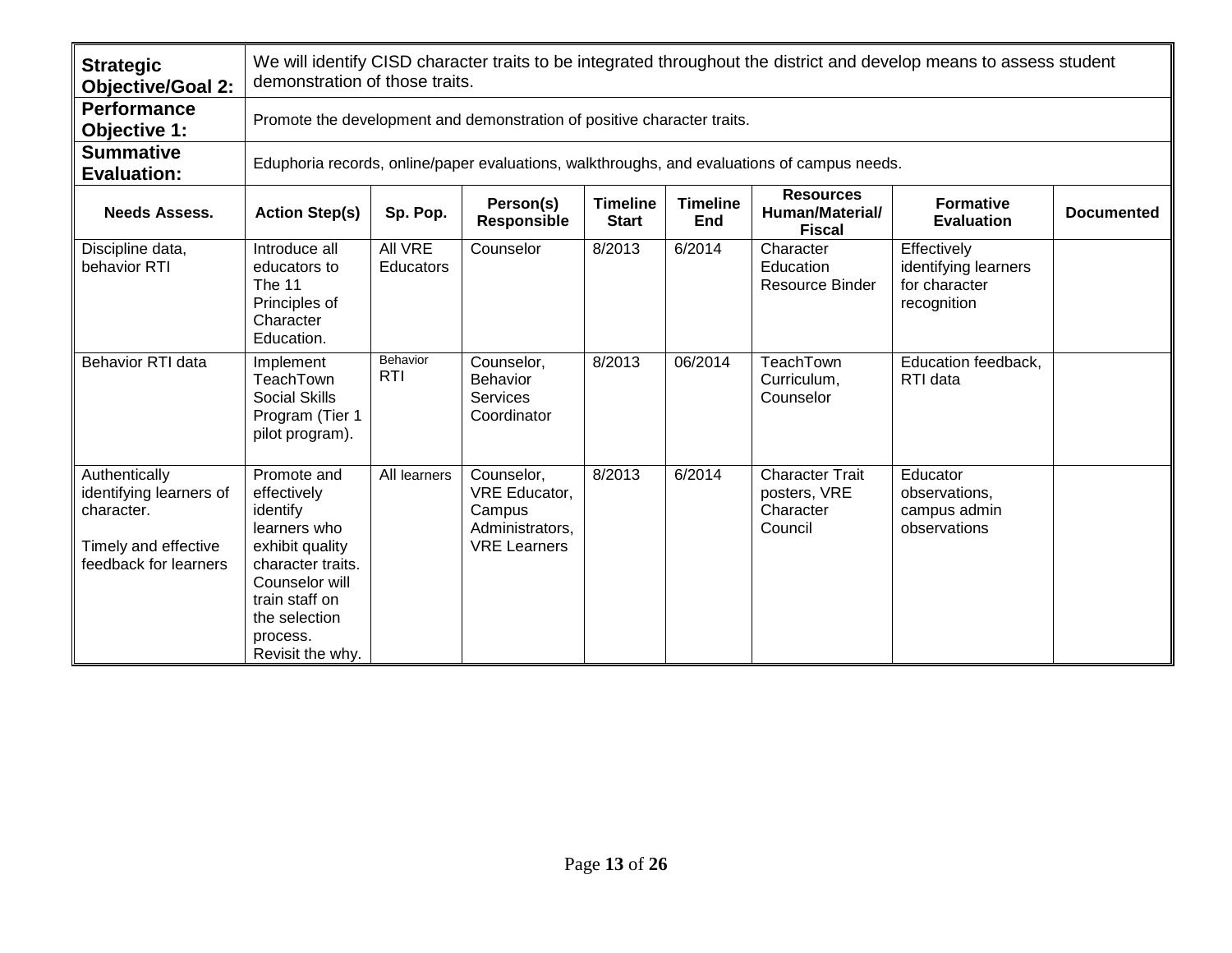| **Strategic Objective/Goal 2:** | We will identify CISD character traits to be integrated throughout the district and develop means to assess student demonstration of those traits. | | | | | | | |
|---|---|---|---|---|---|---|---|---|
| **Performance Objective 1:** | Promote the development and demonstration of positive character traits. | | | | | | | |
| **Summative Evaluation:** | Eduphoria records, online/paper evaluations, walkthroughs, and evaluations of campus needs. | | | | | | | |
| **Needs Assess.** | **Action Step(s)** | **Sp. Pop.** | **Person(s) Responsible** | **Timeline Start** | **Timeline End** | **Resources Human/Material/ Fiscal** | **Formative Evaluation** | **Documented** |
| Discipline data, behavior RTI | Introduce all educators to The 11 Principles of Character Education. | All VRE Educators | Counselor | 8/2013 | 6/2014 | Character Education Resource Binder | Effectively identifying learners for character recognition | |
| Behavior RTI data | Implement TeachTown Social Skills Program (Tier 1 pilot program). | Behavior RTI | Counselor, Behavior Services Coordinator | 8/2013 | 06/2014 | TeachTown Curriculum, Counselor | Education feedback, RTI data | |
| Authentically identifying learners of character.<br><br>Timely and effective feedback for learners | Promote and effectively identify learners who exhibit quality character traits. Counselor will train staff on the selection process. Revisit the why. | All learners | Counselor, VRE Educator, Campus Administrators, VRE Learners | 8/2013 | 6/2014 | Character Trait posters, VRE Character Council | Educator observations, campus admin observations | |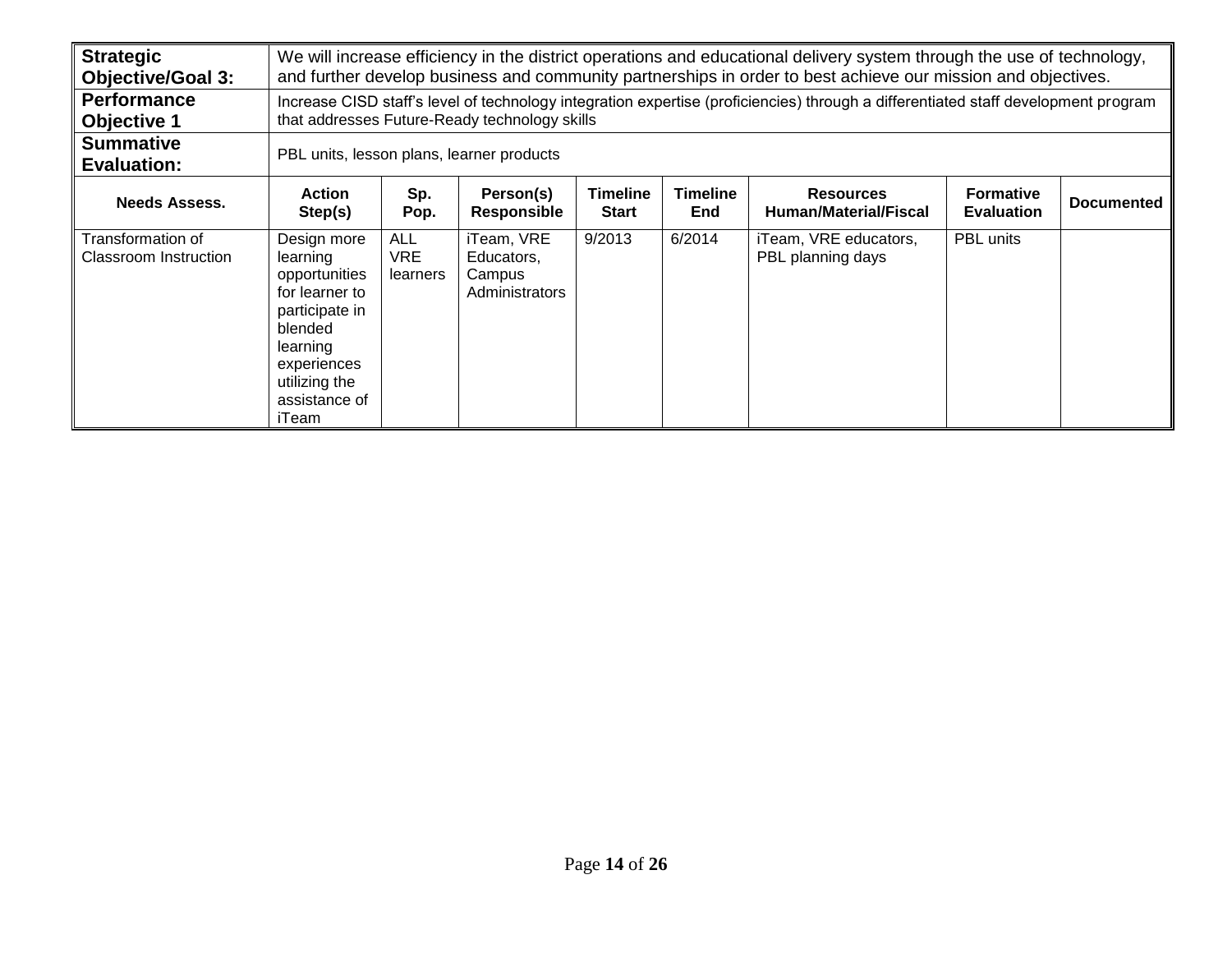| **Strategic Objective/Goal 3:** | We will increase efficiency in the district operations and educational delivery system through the use of technology, and further develop business and community partnerships in order to best achieve our mission and objectives. | | | | | | | |
|---|---|---|---|---|---|---|---|---|
| **Performance Objective 1** | Increase CISD staff's level of technology integration expertise (proficiencies) through a differentiated staff development program that addresses Future-Ready technology skills | | | | | | | |
| **Summative Evaluation:** | PBL units, lesson plans, learner products | | | | | | | |
| **Needs Assess.** | **Action Step(s)** | **Sp. Pop.** | **Person(s) Responsible** | **Timeline Start** | **Timeline End** | **Resources Human/Material/Fiscal** | **Formative Evaluation** | **Documented** |
| Transformation of Classroom Instruction | Design more learning opportunities for learner to participate in blended learning experiences utilizing the assistance of iTeam | ALL VRE learners | iTeam, VRE Educators, Campus Administrators | 9/2013 | 6/2014 | iTeam, VRE educators, PBL planning days | PBL units | |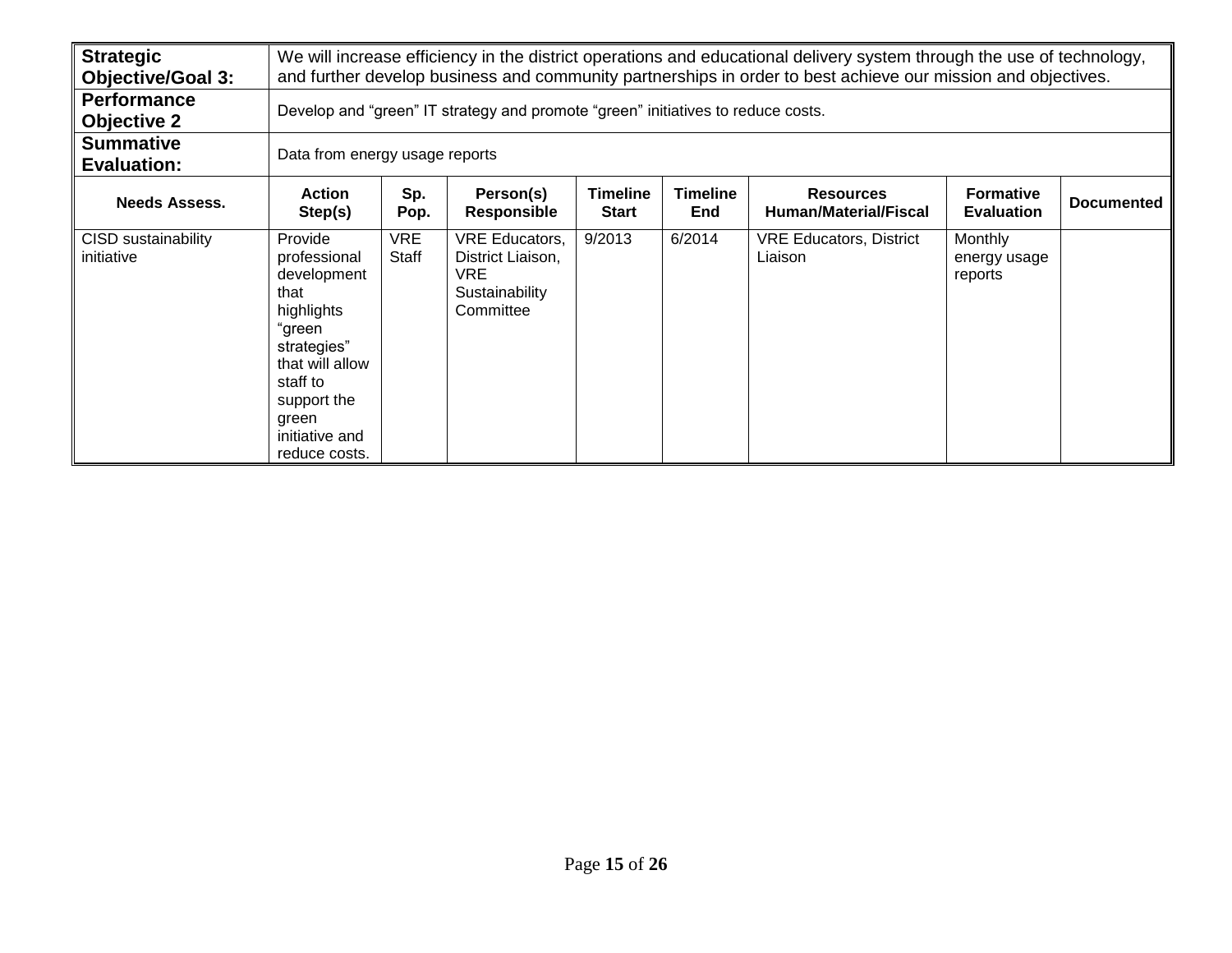| **Strategic Objective/Goal 3:** | We will increase efficiency in the district operations and educational delivery system through the use of technology, and further develop business and community partnerships in order to best achieve our mission and objectives. | | | | | | | |
|---|---|---|---|---|---|---|---|---|
| **Performance Objective 2** | Develop and "green" IT strategy and promote "green" initiatives to reduce costs. | | | | | | | |
| **Summative Evaluation:** | Data from energy usage reports | | | | | | | |
| **Needs Assess.** | **Action Step(s)** | **Sp. Pop.** | **Person(s) Responsible** | **Timeline Start** | **Timeline End** | **Resources Human/Material/Fiscal** | **Formative Evaluation** | **Documented** |
| CISD sustainability initiative | Provide professional development that highlights "green strategies" that will allow staff to support the green initiative and reduce costs. | VRE Staff | VRE Educators, District Liaison, VRE Sustainability Committee | 9/2013 | 6/2014 | VRE Educators, District Liaison | Monthly energy usage reports | |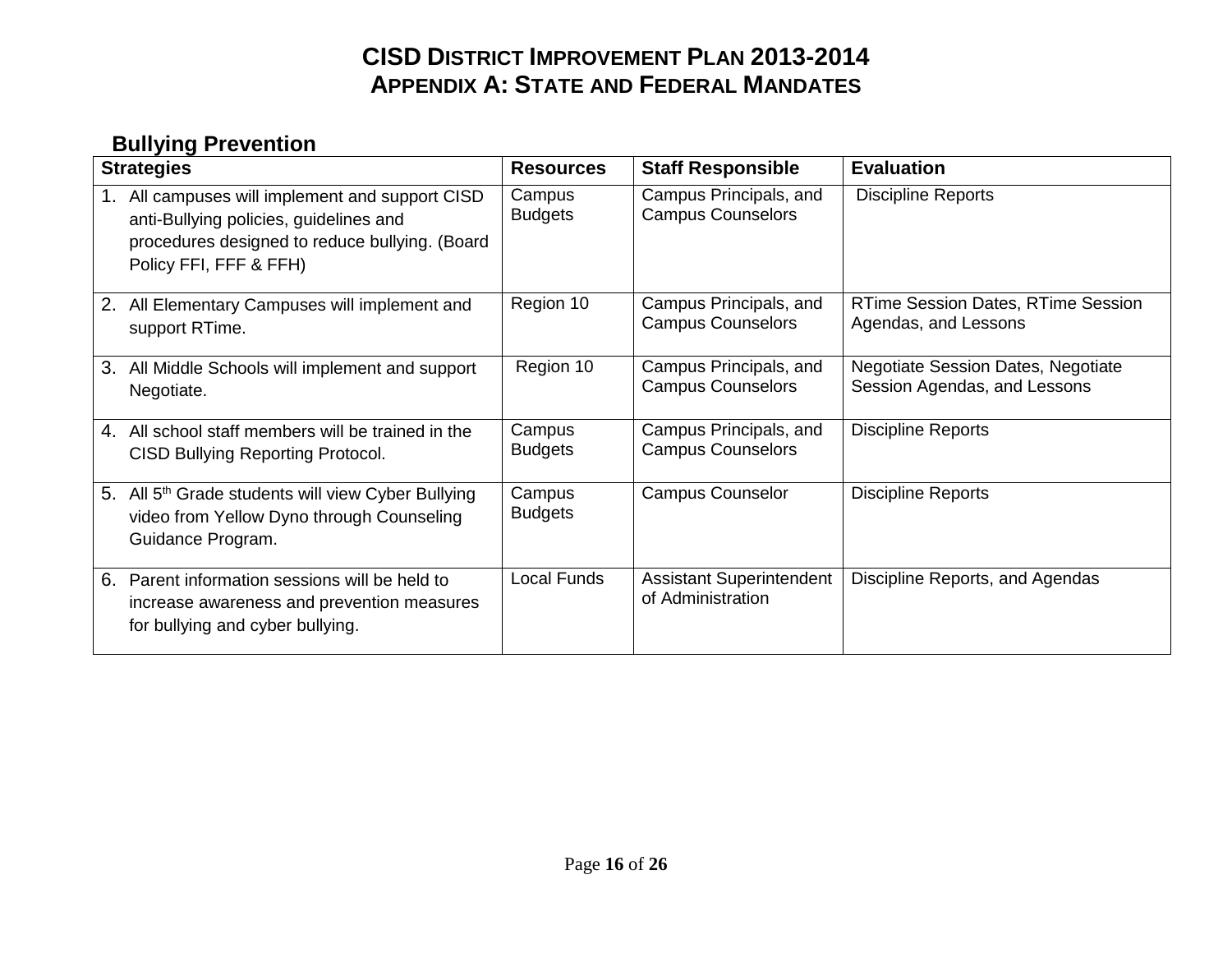# CISD DISTRICT IMPROVEMENT PLAN 2013-2014
## APPENDIX A: STATE AND FEDERAL MANDATES

### Bullying Prevention

| Strategies | Resources | Staff Responsible | Evaluation |
|---|---|---|---|
| 1. All campuses will implement and support CISD anti-Bullying policies, guidelines and procedures designed to reduce bullying. (Board Policy FFI, FFF & FFH) | Campus Budgets | Campus Principals, and Campus Counselors | Discipline Reports |
| 2. All Elementary Campuses will implement and support RTime. | Region 10 | Campus Principals, and Campus Counselors | RTime Session Dates, RTime Session Agendas, and Lessons |
| 3. All Middle Schools will implement and support Negotiate. | Region 10 | Campus Principals, and Campus Counselors | Negotiate Session Dates, Negotiate Session Agendas, and Lessons |
| 4. All school staff members will be trained in the CISD Bullying Reporting Protocol. | Campus Budgets | Campus Principals, and Campus Counselors | Discipline Reports |
| 5. All 5th Grade students will view Cyber Bullying video from Yellow Dyno through Counseling Guidance Program. | Campus Budgets | Campus Counselor | Discipline Reports |
| 6. Parent information sessions will be held to increase awareness and prevention measures for bullying and cyber bullying. | Local Funds | Assistant Superintendent of Administration | Discipline Reports, and Agendas |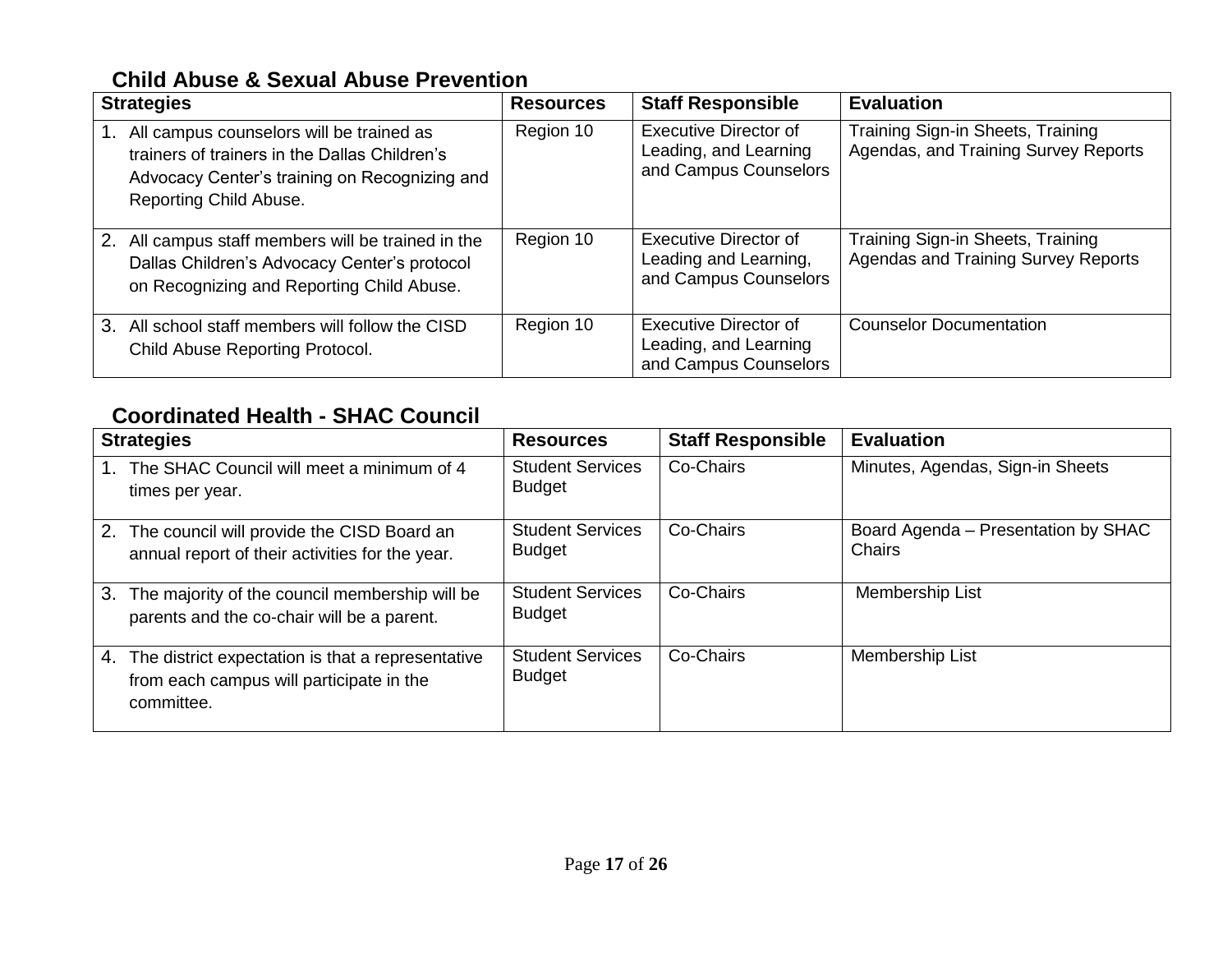## Child Abuse & Sexual Abuse Prevention

| Strategies | Resources | Staff Responsible | Evaluation |
|---|---|---|---|
| 1. All campus counselors will be trained as trainers of trainers in the Dallas Children's Advocacy Center's training on Recognizing and Reporting Child Abuse. | Region 10 | Executive Director of Leading, and Learning and Campus Counselors | Training Sign-in Sheets, Training Agendas, and Training Survey Reports |
| 2. All campus staff members will be trained in the Dallas Children's Advocacy Center's protocol on Recognizing and Reporting Child Abuse. | Region 10 | Executive Director of Leading and Learning, and Campus Counselors | Training Sign-in Sheets, Training Agendas and Training Survey Reports |
| 3. All school staff members will follow the CISD Child Abuse Reporting Protocol. | Region 10 | Executive Director of Leading, and Learning and Campus Counselors | Counselor Documentation |

## Coordinated Health - SHAC Council

| Strategies | Resources | Staff Responsible | Evaluation |
|---|---|---|---|
| 1. The SHAC Council will meet a minimum of 4 times per year. | Student Services Budget | Co-Chairs | Minutes, Agendas, Sign-in Sheets |
| 2. The council will provide the CISD Board an annual report of their activities for the year. | Student Services Budget | Co-Chairs | Board Agenda – Presentation by SHAC Chairs |
| 3. The majority of the council membership will be parents and the co-chair will be a parent. | Student Services Budget | Co-Chairs | Membership List |
| 4. The district expectation is that a representative from each campus will participate in the committee. | Student Services Budget | Co-Chairs | Membership List |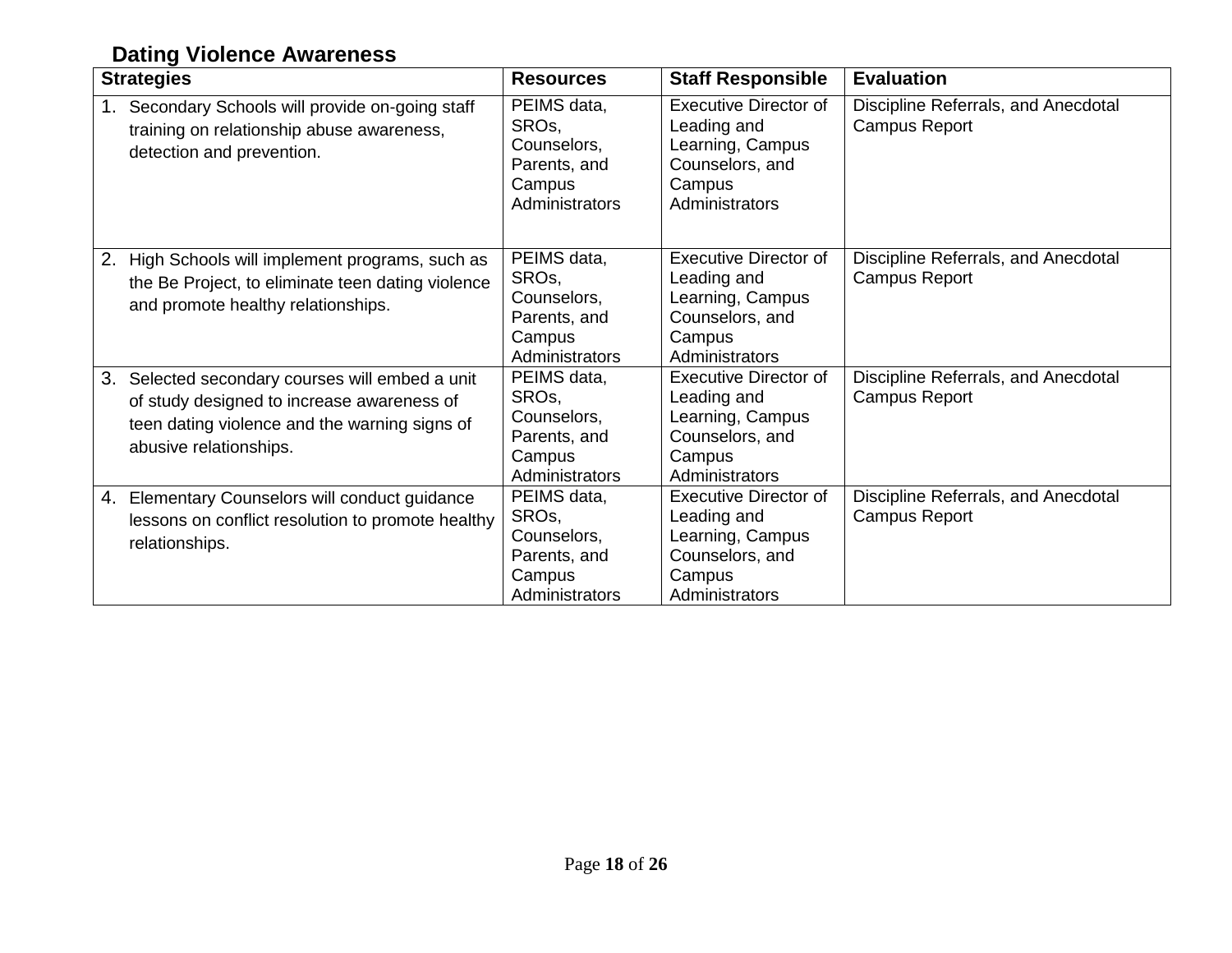## Dating Violence Awareness

| Strategies | Resources | Staff Responsible | Evaluation |
|---|---|---|---|
| 1. Secondary Schools will provide on-going staff training on relationship abuse awareness, detection and prevention. | PEIMS data, SROs, Counselors, Parents, and Campus Administrators | Executive Director of Leading and Learning, Campus Counselors, and Campus Administrators | Discipline Referrals, and Anecdotal Campus Report |
| 2. High Schools will implement programs, such as the Be Project, to eliminate teen dating violence and promote healthy relationships. | PEIMS data, SROs, Counselors, Parents, and Campus Administrators | Executive Director of Leading and Learning, Campus Counselors, and Campus Administrators | Discipline Referrals, and Anecdotal Campus Report |
| 3. Selected secondary courses will embed a unit of study designed to increase awareness of teen dating violence and the warning signs of abusive relationships. | PEIMS data, SROs, Counselors, Parents, and Campus Administrators | Executive Director of Leading and Learning, Campus Counselors, and Campus Administrators | Discipline Referrals, and Anecdotal Campus Report |
| 4. Elementary Counselors will conduct guidance lessons on conflict resolution to promote healthy relationships. | PEIMS data, SROs, Counselors, Parents, and Campus Administrators | Executive Director of Leading and Learning, Campus Counselors, and Campus Administrators | Discipline Referrals, and Anecdotal Campus Report |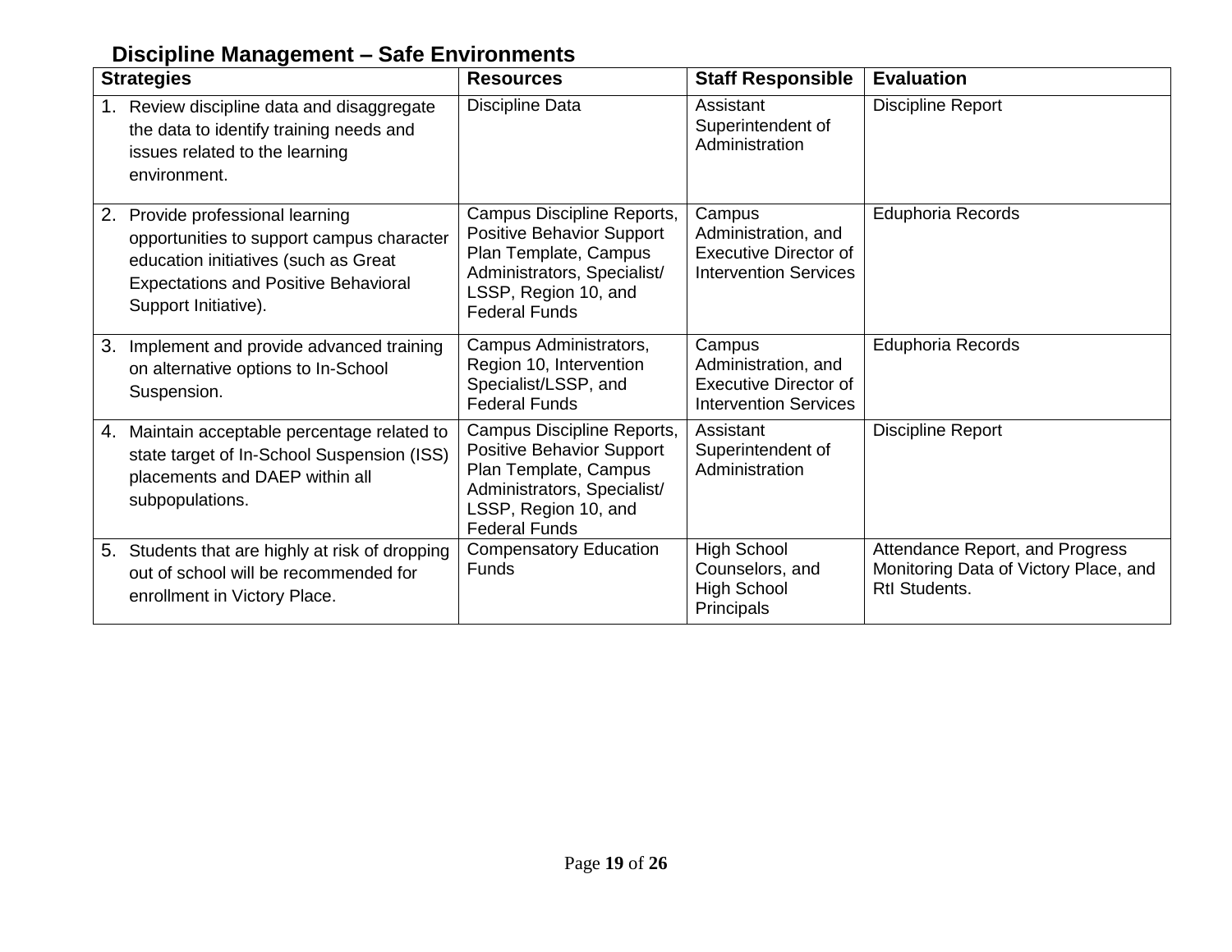## Discipline Management – Safe Environments

| Strategies | Resources | Staff Responsible | Evaluation |
| --- | --- | --- | --- |
| 1. Review discipline data and disaggregate the data to identify training needs and issues related to the learning environment. | Discipline Data | Assistant Superintendent of Administration | Discipline Report |
| 2. Provide professional learning opportunities to support campus character education initiatives (such as Great Expectations and Positive Behavioral Support Initiative). | Campus Discipline Reports, Positive Behavior Support Plan Template, Campus Administrators, Specialist/ LSSP, Region 10, and Federal Funds | Campus Administration, and Executive Director of Intervention Services | Eduphoria Records |
| 3. Implement and provide advanced training on alternative options to In-School Suspension. | Campus Administrators, Region 10, Intervention Specialist/LSSP, and Federal Funds | Campus Administration, and Executive Director of Intervention Services | Eduphoria Records |
| 4. Maintain acceptable percentage related to state target of In-School Suspension (ISS) placements and DAEP within all subpopulations. | Campus Discipline Reports, Positive Behavior Support Plan Template, Campus Administrators, Specialist/ LSSP, Region 10, and Federal Funds | Assistant Superintendent of Administration | Discipline Report |
| 5. Students that are highly at risk of dropping out of school will be recommended for enrollment in Victory Place. | Compensatory Education Funds | High School Counselors, and High School Principals | Attendance Report, and Progress Monitoring Data of Victory Place, and RtI Students. |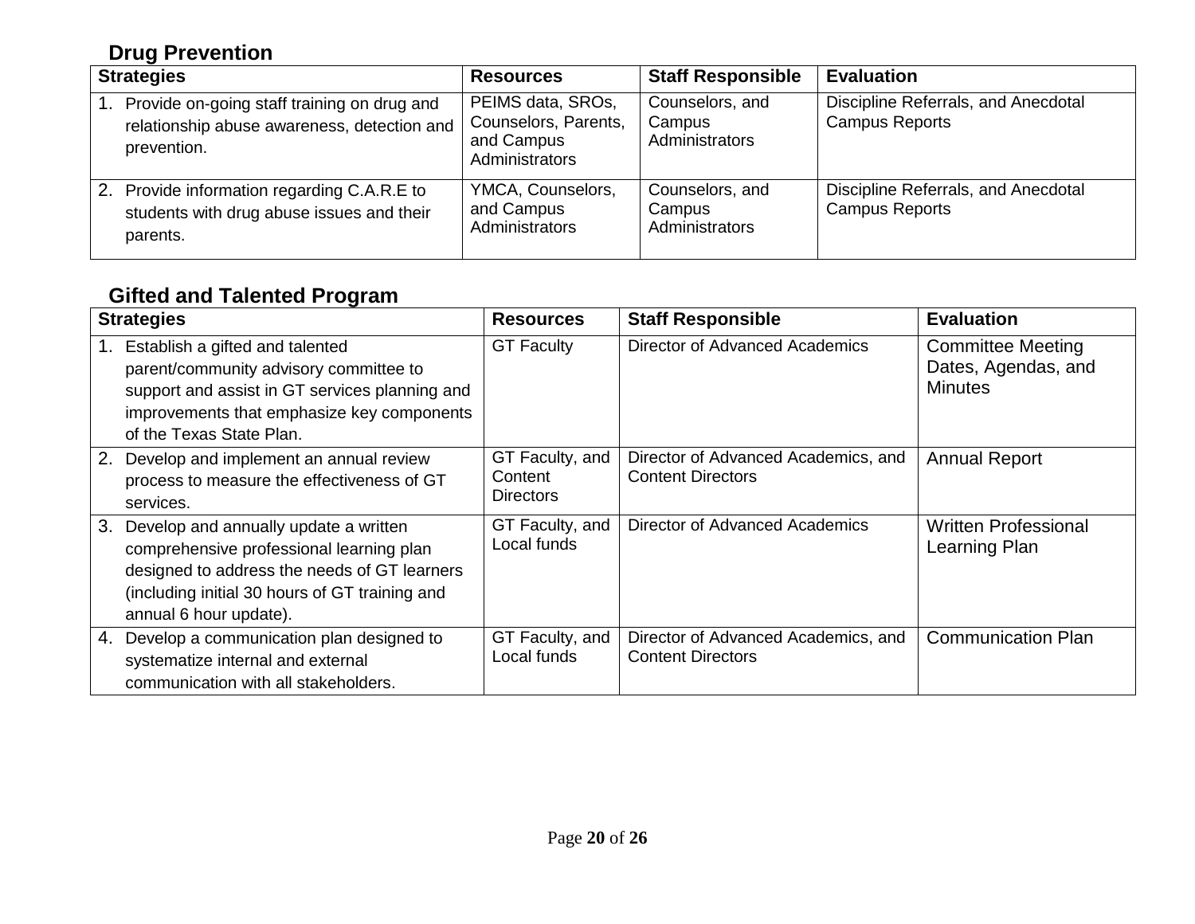## Drug Prevention

| Strategies | Resources | Staff Responsible | Evaluation |
|---|---|---|---|
| 1. Provide on-going staff training on drug and relationship abuse awareness, detection and prevention. | PEIMS data, SROs, Counselors, Parents, and Campus Administrators | Counselors, and Campus Administrators | Discipline Referrals, and Anecdotal Campus Reports |
| 2. Provide information regarding C.A.R.E to students with drug abuse issues and their parents. | YMCA, Counselors, and Campus Administrators | Counselors, and Campus Administrators | Discipline Referrals, and Anecdotal Campus Reports |

## Gifted and Talented Program

| Strategies | Resources | Staff Responsible | Evaluation |
|---|---|---|---|
| 1. Establish a gifted and talented parent/community advisory committee to support and assist in GT services planning and improvements that emphasize key components of the Texas State Plan. | GT Faculty | Director of Advanced Academics | Committee Meeting Dates, Agendas, and Minutes |
| 2. Develop and implement an annual review process to measure the effectiveness of GT services. | GT Faculty, and Content Directors | Director of Advanced Academics, and Content Directors | Annual Report |
| 3. Develop and annually update a written comprehensive professional learning plan designed to address the needs of GT learners (including initial 30 hours of GT training and annual 6 hour update). | GT Faculty, and Local funds | Director of Advanced Academics | Written Professional Learning Plan |
| 4. Develop a communication plan designed to systematize internal and external communication with all stakeholders. | GT Faculty, and Local funds | Director of Advanced Academics, and Content Directors | Communication Plan |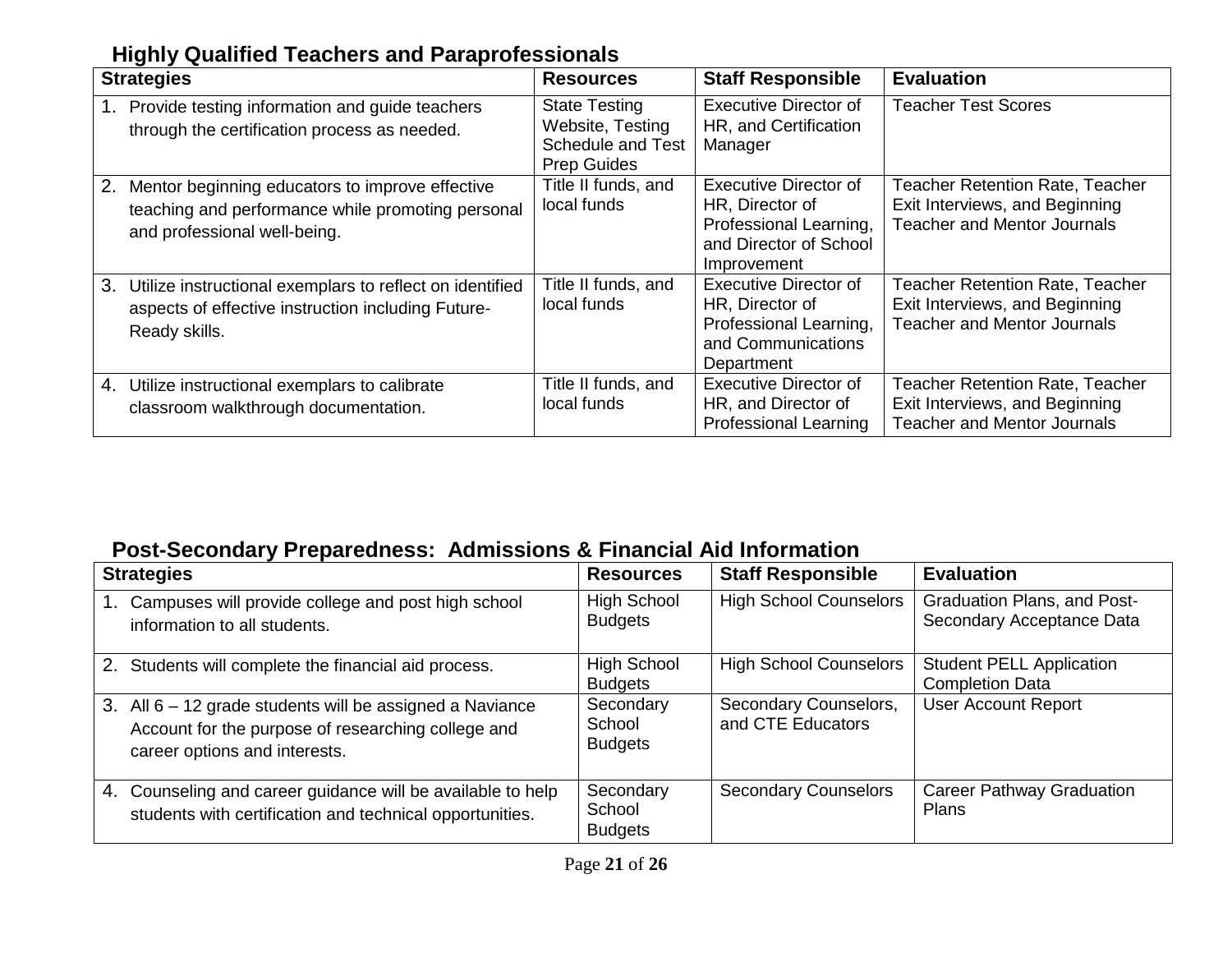## Highly Qualified Teachers and Paraprofessionals

| Strategies | Resources | Staff Responsible | Evaluation |
|---|---|---|---|
| 1. Provide testing information and guide teachers through the certification process as needed. | State Testing Website, Testing Schedule and Test Prep Guides | Executive Director of HR, and Certification Manager | Teacher Test Scores |
| 2. Mentor beginning educators to improve effective teaching and performance while promoting personal and professional well-being. | Title II funds, and local funds | Executive Director of HR, Director of Professional Learning, and Director of School Improvement | Teacher Retention Rate, Teacher Exit Interviews, and Beginning Teacher and Mentor Journals |
| 3. Utilize instructional exemplars to reflect on identified aspects of effective instruction including Future-Ready skills. | Title II funds, and local funds | Executive Director of HR, Director of Professional Learning, and Communications Department | Teacher Retention Rate, Teacher Exit Interviews, and Beginning Teacher and Mentor Journals |
| 4. Utilize instructional exemplars to calibrate classroom walkthrough documentation. | Title II funds, and local funds | Executive Director of HR, and Director of Professional Learning | Teacher Retention Rate, Teacher Exit Interviews, and Beginning Teacher and Mentor Journals |

## Post-Secondary Preparedness: Admissions & Financial Aid Information

| Strategies | Resources | Staff Responsible | Evaluation |
|---|---|---|---|
| 1. Campuses will provide college and post high school information to all students. | High School Budgets | High School Counselors | Graduation Plans, and Post-Secondary Acceptance Data |
| 2. Students will complete the financial aid process. | High School Budgets | High School Counselors | Student PELL Application Completion Data |
| 3. All 6 – 12 grade students will be assigned a Naviance Account for the purpose of researching college and career options and interests. | Secondary School Budgets | Secondary Counselors, and CTE Educators | User Account Report |
| 4. Counseling and career guidance will be available to help students with certification and technical opportunities. | Secondary School Budgets | Secondary Counselors | Career Pathway Graduation Plans |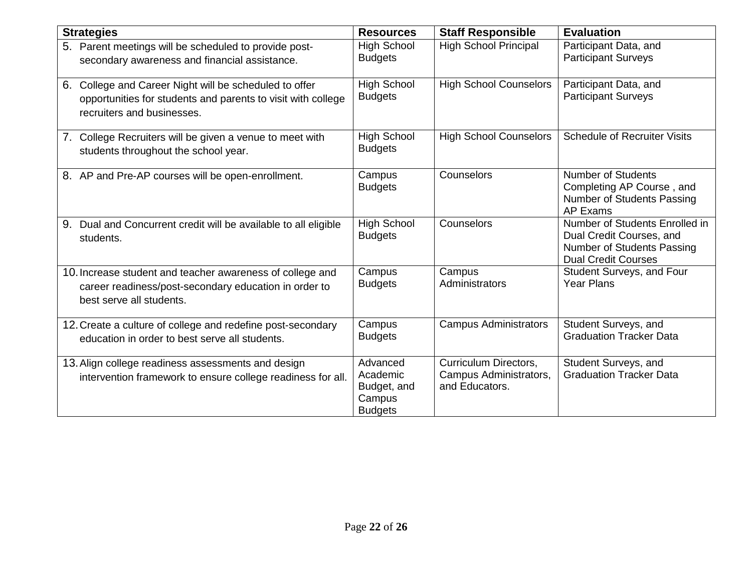| Strategies | Resources | Staff Responsible | Evaluation |
|---|---|---|---|
| 5. Parent meetings will be scheduled to provide post-secondary awareness and financial assistance. | High School Budgets | High School Principal | Participant Data, and Participant Surveys |
| 6. College and Career Night will be scheduled to offer opportunities for students and parents to visit with college recruiters and businesses. | High School Budgets | High School Counselors | Participant Data, and Participant Surveys |
| 7. College Recruiters will be given a venue to meet with students throughout the school year. | High School Budgets | High School Counselors | Schedule of Recruiter Visits |
| 8. AP and Pre-AP courses will be open-enrollment. | Campus Budgets | Counselors | Number of Students Completing AP Course , and Number of Students Passing AP Exams |
| 9. Dual and Concurrent credit will be available to all eligible students. | High School Budgets | Counselors | Number of Students Enrolled in Dual Credit Courses, and Number of Students Passing Dual Credit Courses |
| 10. Increase student and teacher awareness of college and career readiness/post-secondary education in order to best serve all students. | Campus Budgets | Campus Administrators | Student Surveys, and Four Year Plans |
| 12. Create a culture of college and redefine post-secondary education in order to best serve all students. | Campus Budgets | Campus Administrators | Student Surveys, and Graduation Tracker Data |
| 13. Align college readiness assessments and design intervention framework to ensure college readiness for all. | Advanced Academic Budget, and Campus Budgets | Curriculum Directors, Campus Administrators, and Educators. | Student Surveys, and Graduation Tracker Data |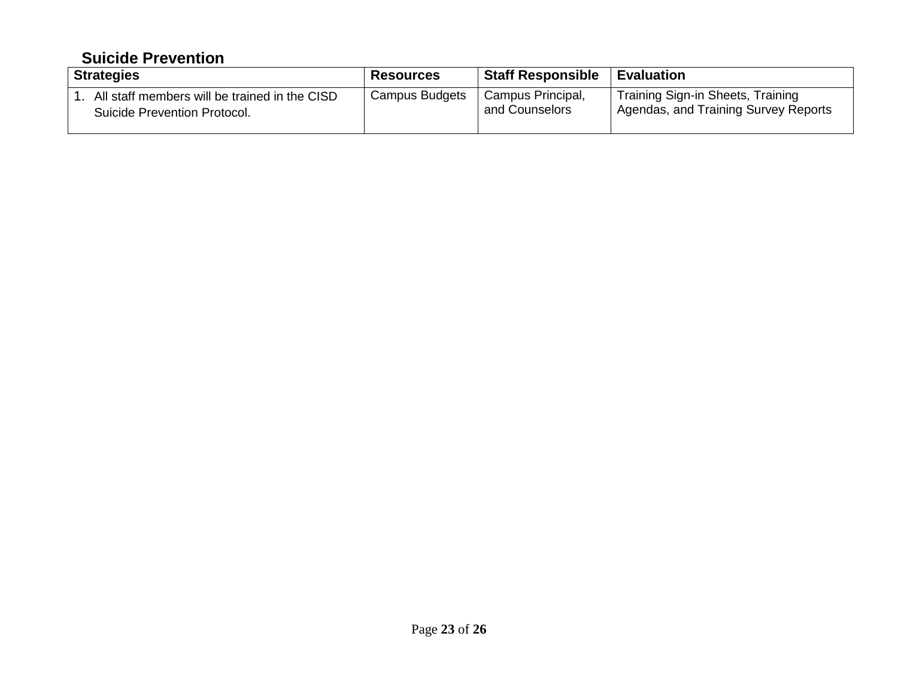## Suicide Prevention

| Strategies | Resources | Staff Responsible | Evaluation |
|---|---|---|---|
| 1. All staff members will be trained in the CISD Suicide Prevention Protocol. | Campus Budgets | Campus Principal, and Counselors | Training Sign-in Sheets, Training Agendas, and Training Survey Reports |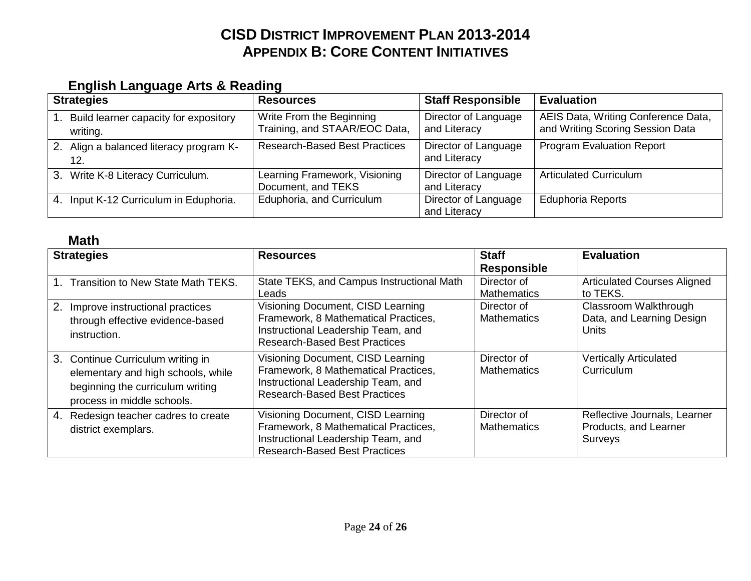# CISD District Improvement Plan 2013-2014
## Appendix B: Core Content Initiatives

### English Language Arts & Reading

| Strategies | Resources | Staff Responsible | Evaluation |
|---|---|---|---|
| 1. Build learner capacity for expository writing. | Write From the Beginning Training, and STAAR/EOC Data, | Director of Language and Literacy | AEIS Data, Writing Conference Data, and Writing Scoring Session Data |
| 2. Align a balanced literacy program K-12. | Research-Based Best Practices | Director of Language and Literacy | Program Evaluation Report |
| 3. Write K-8 Literacy Curriculum. | Learning Framework, Visioning Document, and TEKS | Director of Language and Literacy | Articulated Curriculum |
| 4. Input K-12 Curriculum in Eduphoria. | Eduphoria, and Curriculum | Director of Language and Literacy | Eduphoria Reports |

### Math

| Strategies | Resources | Staff Responsible | Evaluation |
|---|---|---|---|
| 1. Transition to New State Math TEKS. | State TEKS, and Campus Instructional Math Leads | Director of Mathematics | Articulated Courses Aligned to TEKS. |
| 2. Improve instructional practices through effective evidence-based instruction. | Visioning Document, CISD Learning Framework, 8 Mathematical Practices, Instructional Leadership Team, and Research-Based Best Practices | Director of Mathematics | Classroom Walkthrough Data, and Learning Design Units |
| 3. Continue Curriculum writing in elementary and high schools, while beginning the curriculum writing process in middle schools. | Visioning Document, CISD Learning Framework, 8 Mathematical Practices, Instructional Leadership Team, and Research-Based Best Practices | Director of Mathematics | Vertically Articulated Curriculum |
| 4. Redesign teacher cadres to create district exemplars. | Visioning Document, CISD Learning Framework, 8 Mathematical Practices, Instructional Leadership Team, and Research-Based Best Practices | Director of Mathematics | Reflective Journals, Learner Products, and Learner Surveys |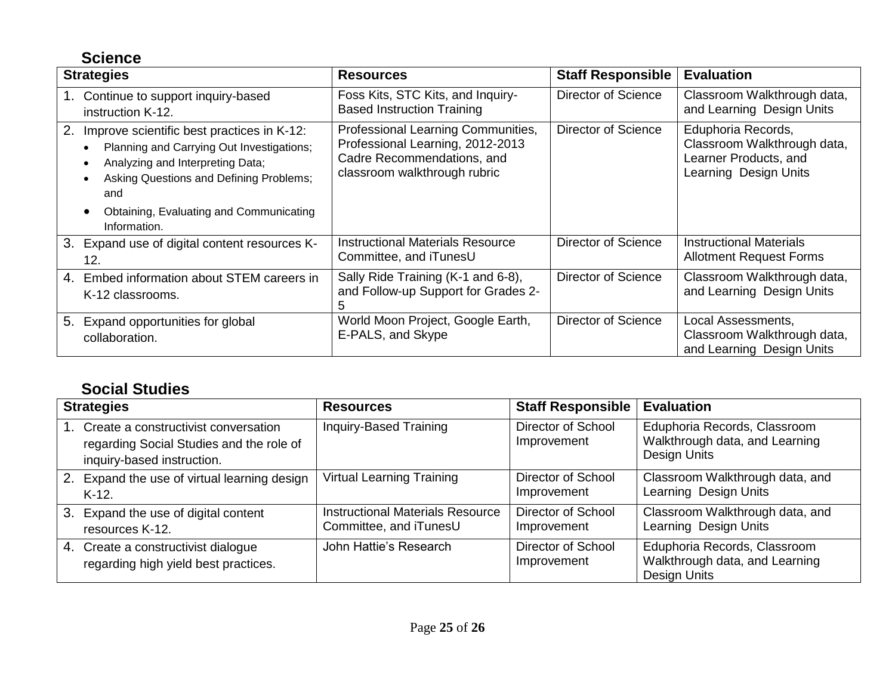## Science

| Strategies | Resources | Staff Responsible | Evaluation |
|---|---|---|---|
| 1. Continue to support inquiry-based instruction K-12. | Foss Kits, STC Kits, and Inquiry-Based Instruction Training | Director of Science | Classroom Walkthrough data, and Learning Design Units |
| 2. Improve scientific best practices in K-12:<br>• Planning and Carrying Out Investigations;<br>• Analyzing and Interpreting Data;<br>• Asking Questions and Defining Problems; and<br>• Obtaining, Evaluating and Communicating Information. | Professional Learning Communities, Professional Learning, 2012-2013 Cadre Recommendations, and classroom walkthrough rubric | Director of Science | Eduphoria Records, Classroom Walkthrough data, Learner Products, and Learning Design Units |
| 3. Expand use of digital content resources K-12. | Instructional Materials Resource Committee, and iTunesU | Director of Science | Instructional Materials Allotment Request Forms |
| 4. Embed information about STEM careers in K-12 classrooms. | Sally Ride Training (K-1 and 6-8), and Follow-up Support for Grades 2-5 | Director of Science | Classroom Walkthrough data, and Learning Design Units |
| 5. Expand opportunities for global collaboration. | World Moon Project, Google Earth, E-PALS, and Skype | Director of Science | Local Assessments, Classroom Walkthrough data, and Learning Design Units |

## Social Studies

| Strategies | Resources | Staff Responsible | Evaluation |
|---|---|---|---|
| 1. Create a constructivist conversation regarding Social Studies and the role of inquiry-based instruction. | Inquiry-Based Training | Director of School Improvement | Eduphoria Records, Classroom Walkthrough data, and Learning Design Units |
| 2. Expand the use of virtual learning design K-12. | Virtual Learning Training | Director of School Improvement | Classroom Walkthrough data, and Learning Design Units |
| 3. Expand the use of digital content resources K-12. | Instructional Materials Resource Committee, and iTunesU | Director of School Improvement | Classroom Walkthrough data, and Learning Design Units |
| 4. Create a constructivist dialogue regarding high yield best practices. | John Hattie's Research | Director of School Improvement | Eduphoria Records, Classroom Walkthrough data, and Learning Design Units |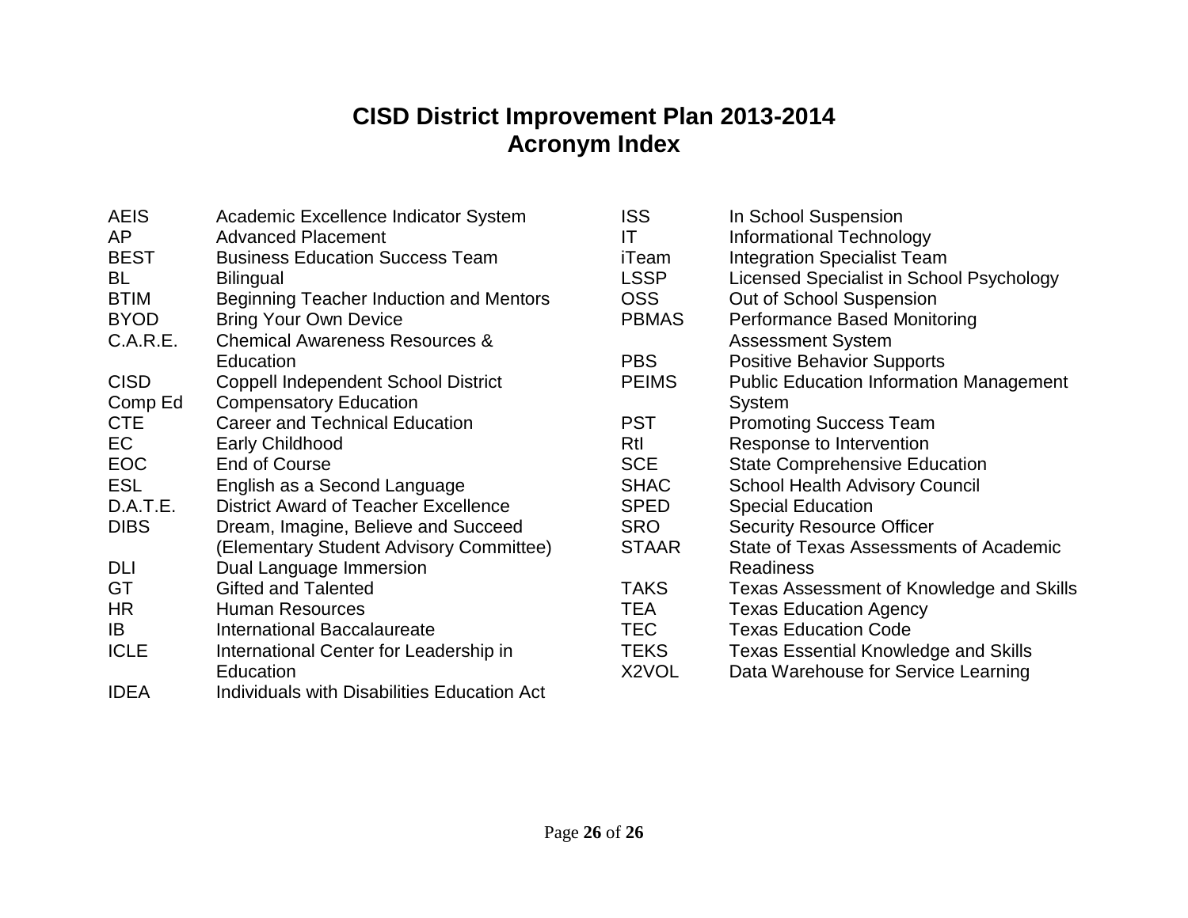# CISD District Improvement Plan 2013-2014
## Acronym Index

| | |
|---|---|
| AEIS | Academic Excellence Indicator System |
| AP | Advanced Placement |
| BEST | Business Education Success Team |
| BL | Bilingual |
| BTIM | Beginning Teacher Induction and Mentors |
| BYOD | Bring Your Own Device |
| C.A.R.E. | Chemical Awareness Resources & Education |
| CISD | Coppell Independent School District |
| Comp Ed | Compensatory Education |
| CTE | Career and Technical Education |
| EC | Early Childhood |
| EOC | End of Course |
| ESL | English as a Second Language |
| D.A.T.E. | District Award of Teacher Excellence |
| DIBS | Dream, Imagine, Believe and Succeed (Elementary Student Advisory Committee) |
| DLI | Dual Language Immersion |
| GT | Gifted and Talented |
| HR | Human Resources |
| IB | International Baccalaureate |
| ICLE | International Center for Leadership in Education |
| IDEA | Individuals with Disabilities Education Act |
| ISS | In School Suspension |
| IT | Informational Technology |
| iTeam | Integration Specialist Team |
| LSSP | Licensed Specialist in School Psychology |
| OSS | Out of School Suspension |
| PBMAS | Performance Based Monitoring Assessment System |
| PBS | Positive Behavior Supports |
| PEIMS | Public Education Information Management System |
| PST | Promoting Success Team |
| RtI | Response to Intervention |
| SCE | State Comprehensive Education |
| SHAC | School Health Advisory Council |
| SPED | Special Education |
| SRO | Security Resource Officer |
| STAAR | State of Texas Assessments of Academic Readiness |
| TAKS | Texas Assessment of Knowledge and Skills |
| TEA | Texas Education Agency |
| TEC | Texas Education Code |
| TEKS | Texas Essential Knowledge and Skills |
| X2VOL | Data Warehouse for Service Learning |